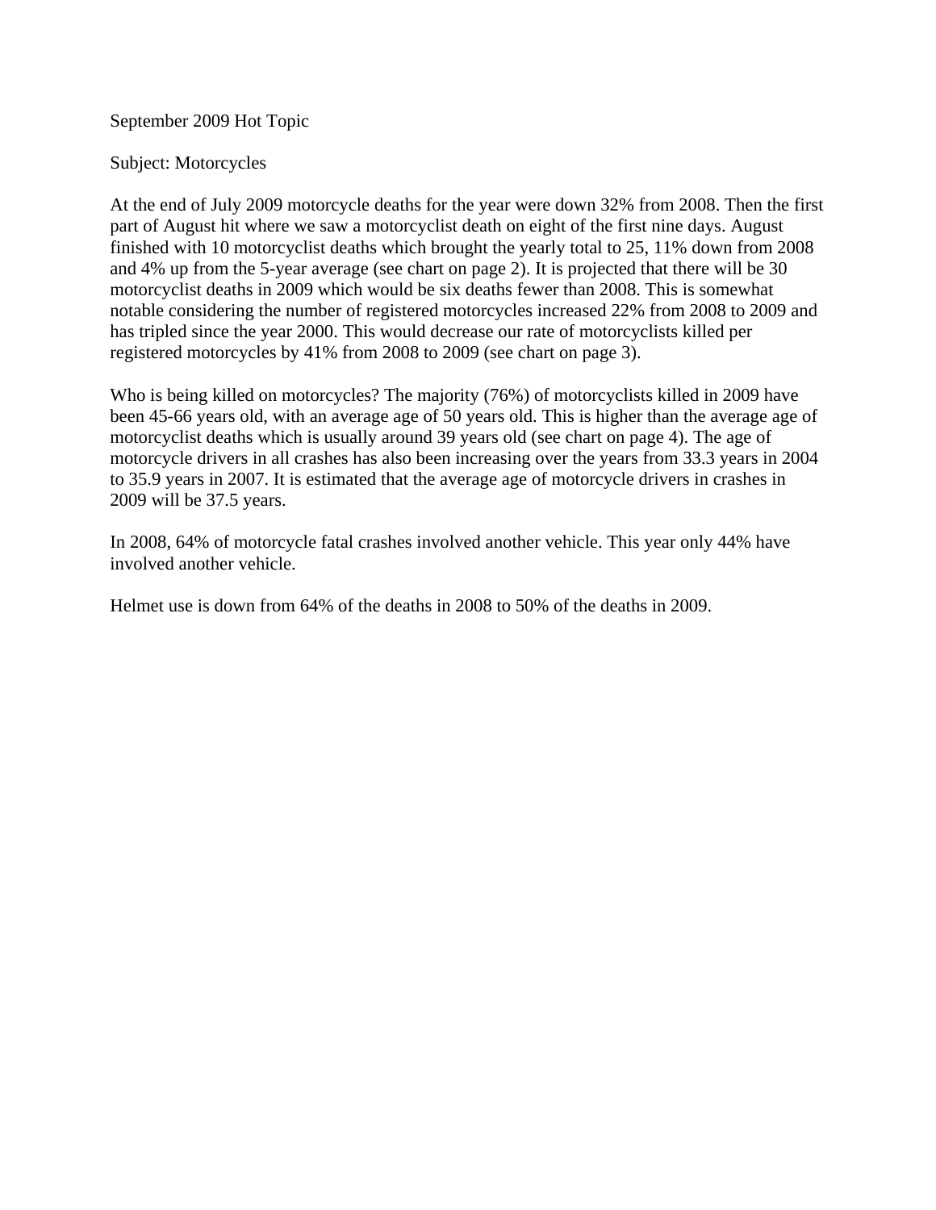September 2009 Hot Topic

Subject: Motorcycles

At the end of July 2009 motorcycle deaths for the year were down 32% from 2008. Then the first part of August hit where we saw a motorcyclist death on eight of the first nine days. August finished with 10 motorcyclist deaths which brought the yearly total to 25, 11% down from 2008 and 4% up from the 5-year average (see chart on page 2). It is projected that there will be 30 motorcyclist deaths in 2009 which would be six deaths fewer than 2008. This is somewhat notable considering the number of registered motorcycles increased 22% from 2008 to 2009 and has tripled since the year 2000. This would decrease our rate of motorcyclists killed per registered motorcycles by 41% from 2008 to 2009 (see chart on page 3).

Who is being killed on motorcycles? The majority (76%) of motorcyclists killed in 2009 have been 45-66 years old, with an average age of 50 years old. This is higher than the average age of motorcyclist deaths which is usually around 39 years old (see chart on page 4). The age of motorcycle drivers in all crashes has also been increasing over the years from 33.3 years in 2004 to 35.9 years in 2007. It is estimated that the average age of motorcycle drivers in crashes in 2009 will be 37.5 years.

In 2008, 64% of motorcycle fatal crashes involved another vehicle. This year only 44% have involved another vehicle.

Helmet use is down from 64% of the deaths in 2008 to 50% of the deaths in 2009.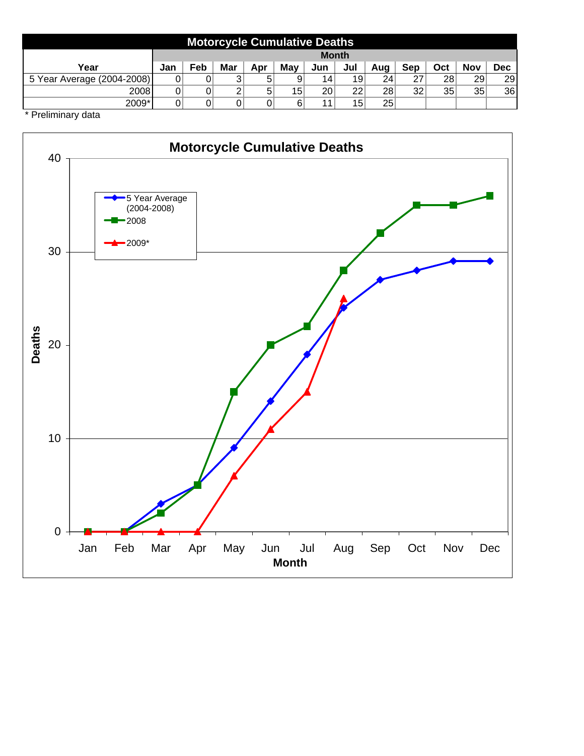## Motorcycle Cumulative Deaths

| Year | Month | | | | | | | | | | | |
|---|---|---|---|---|---|---|---|---|---|---|---|---|
| | Jan | Feb | Mar | Apr | May | Jun | Jul | Aug | Sep | Oct | Nov | Dec |
| 5 Year Average (2004-2008) | 0 | 0 | 3 | 5 | 9 | 14 | 19 | 24 | 27 | 28 | 29 | 29 |
| 2008 | 0 | 0 | 2 | 5 | 15 | 20 | 22 | 28 | 32 | 35 | 35 | 36 |
| 2009* | 0 | 0 | 0 | 0 | 6 | 11 | 15 | 25 | | | | |

* Preliminary data

**Motorcycle Cumulative Deaths**

Legend: 5 Year Average (2004-2008); 2008; 2009*

Deaths (y-axis: 0, 10, 20, 30, 40)

Month (x-axis: Jan, Feb, Mar, Apr, May, Jun, Jul, Aug, Sep, Oct, Nov, Dec)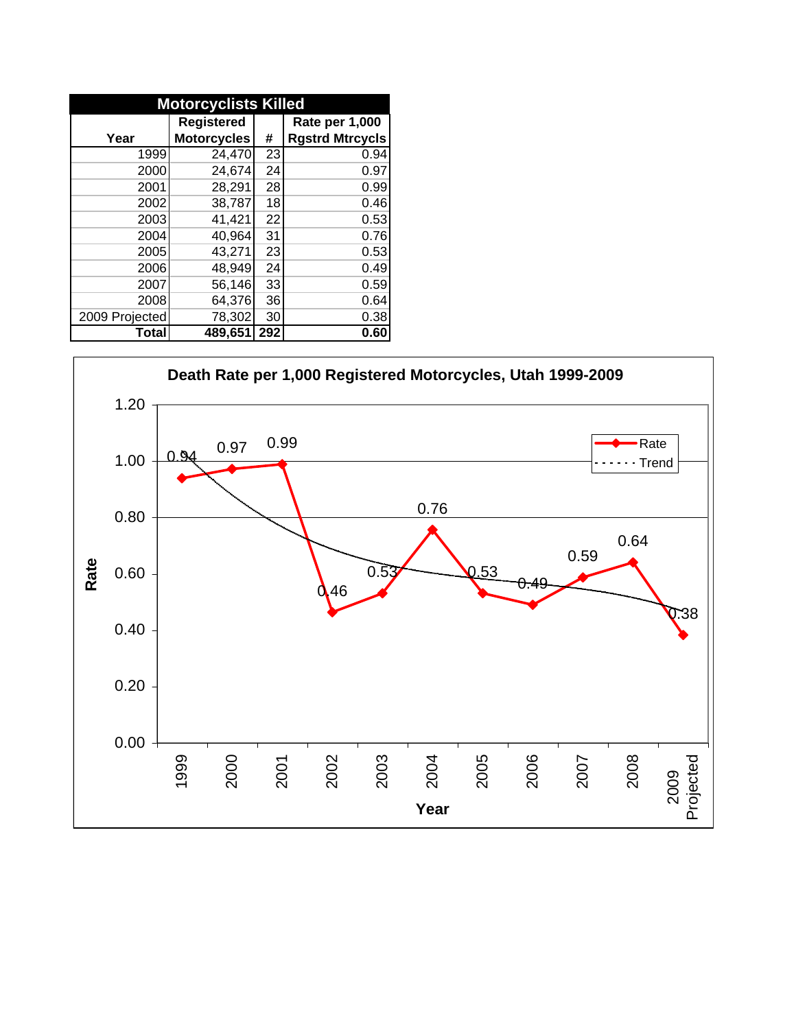| Motorcyclists Killed | | | |
|---|---|---|---|
| Year | Registered Motorcycles | # | Rate per 1,000 Rgstrd Mtrcycls |
| 1999 | 24,470 | 23 | 0.94 |
| 2000 | 24,674 | 24 | 0.97 |
| 2001 | 28,291 | 28 | 0.99 |
| 2002 | 38,787 | 18 | 0.46 |
| 2003 | 41,421 | 22 | 0.53 |
| 2004 | 40,964 | 31 | 0.76 |
| 2005 | 43,271 | 23 | 0.53 |
| 2006 | 48,949 | 24 | 0.49 |
| 2007 | 56,146 | 33 | 0.59 |
| 2008 | 64,376 | 36 | 0.64 |
| 2009 Projected | 78,302 | 30 | 0.38 |
| **Total** | **489,651** | **292** | **0.60** |

**Death Rate per 1,000 Registered Motorcycles, Utah 1999-2009**

| Year | Rate |
|---|---|
| 1999 | 0.94 |
| 2000 | 0.97 |
| 2001 | 0.99 |
| 2002 | 0.46 |
| 2003 | 0.53 |
| 2004 | 0.76 |
| 2005 | 0.53 |
| 2006 | 0.49 |
| 2007 | 0.59 |
| 2008 | 0.64 |
| 2009 Projected | 0.38 |

Legend: Rate, Trend

Y-axis: Rate; X-axis: Year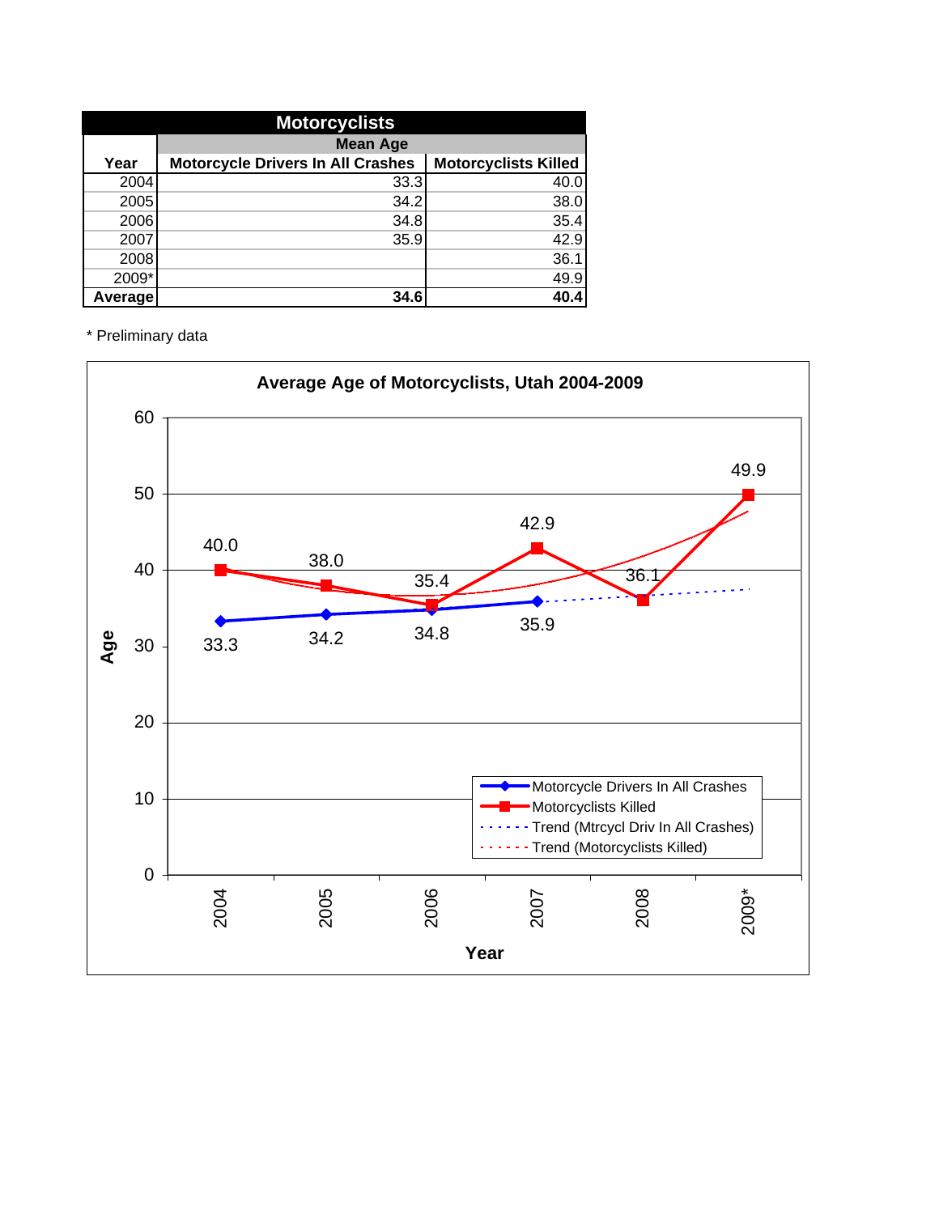| Motorcyclists | | |
|---|---|---|
| | Mean Age | |
| Year | Motorcycle Drivers In All Crashes | Motorcyclists Killed |
| 2004 | 33.3 | 40.0 |
| 2005 | 34.2 | 38.0 |
| 2006 | 34.8 | 35.4 |
| 2007 | 35.9 | 42.9 |
| 2008 | | 36.1 |
| 2009* | | 49.9 |
| **Average** | **34.6** | **40.4** |

* Preliminary data

Average Age of Motorcyclists, Utah 2004-2009

Age

60
50
40
30
20
10
0

40.0
38.0
35.4
42.9
36.1
49.9

33.3
34.2
34.8
35.9

Motorcycle Drivers In All Crashes
Motorcyclists Killed
Trend (Mtrcycl Driv In All Crashes)
Trend (Motorcyclists Killed)

2004
2005
2006
2007
2008
2009*

Year